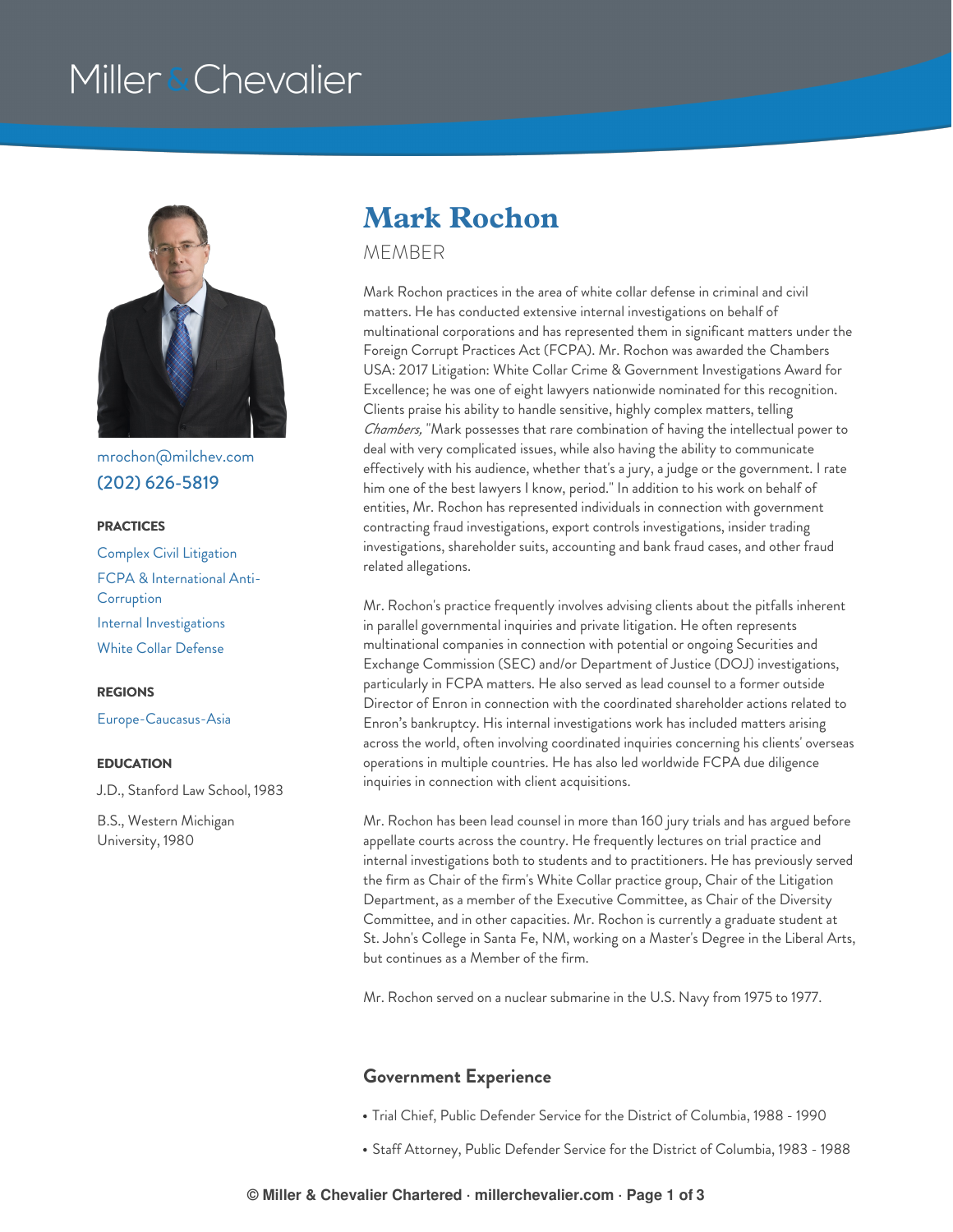Miller & Chevalier

# Mark Rochon

MEMBER

mrochon@milchev.com

(202) 626-5819

**PRACTICES**

Complex Civil Litigation

FCPA & International Anti-Corruption

Internal Investigations

White Collar Defense

**REGIONS**

Europe-Caucasus-Asia

**EDUCATION**

J.D., Stanford Law School, 1983

B.S., Western Michigan University, 1980

Mark Rochon practices in the area of white collar defense in criminal and civil matters. He has conducted extensive internal investigations on behalf of multinational corporations and has represented them in significant matters under the Foreign Corrupt Practices Act (FCPA). Mr. Rochon was awarded the Chambers USA: 2017 Litigation: White Collar Crime & Government Investigations Award for Excellence; he was one of eight lawyers nationwide nominated for this recognition. Clients praise his ability to handle sensitive, highly complex matters, telling *Chambers,* "Mark possesses that rare combination of having the intellectual power to deal with very complicated issues, while also having the ability to communicate effectively with his audience, whether that's a jury, a judge or the government. I rate him one of the best lawyers I know, period." In addition to his work on behalf of entities, Mr. Rochon has represented individuals in connection with government contracting fraud investigations, export controls investigations, insider trading investigations, shareholder suits, accounting and bank fraud cases, and other fraud related allegations.

Mr. Rochon's practice frequently involves advising clients about the pitfalls inherent in parallel governmental inquiries and private litigation. He often represents multinational companies in connection with potential or ongoing Securities and Exchange Commission (SEC) and/or Department of Justice (DOJ) investigations, particularly in FCPA matters. He also served as lead counsel to a former outside Director of Enron in connection with the coordinated shareholder actions related to Enron's bankruptcy. His internal investigations work has included matters arising across the world, often involving coordinated inquiries concerning his clients' overseas operations in multiple countries. He has also led worldwide FCPA due diligence inquiries in connection with client acquisitions.

Mr. Rochon has been lead counsel in more than 160 jury trials and has argued before appellate courts across the country. He frequently lectures on trial practice and internal investigations both to students and to practitioners. He has previously served the firm as Chair of the firm's White Collar practice group, Chair of the Litigation Department, as a member of the Executive Committee, as Chair of the Diversity Committee, and in other capacities. Mr. Rochon is currently a graduate student at St. John's College in Santa Fe, NM, working on a Master's Degree in the Liberal Arts, but continues as a Member of the firm.

Mr. Rochon served on a nuclear submarine in the U.S. Navy from 1975 to 1977.

## Government Experience

- Trial Chief, Public Defender Service for the District of Columbia, 1988 - 1990
- Staff Attorney, Public Defender Service for the District of Columbia, 1983 - 1988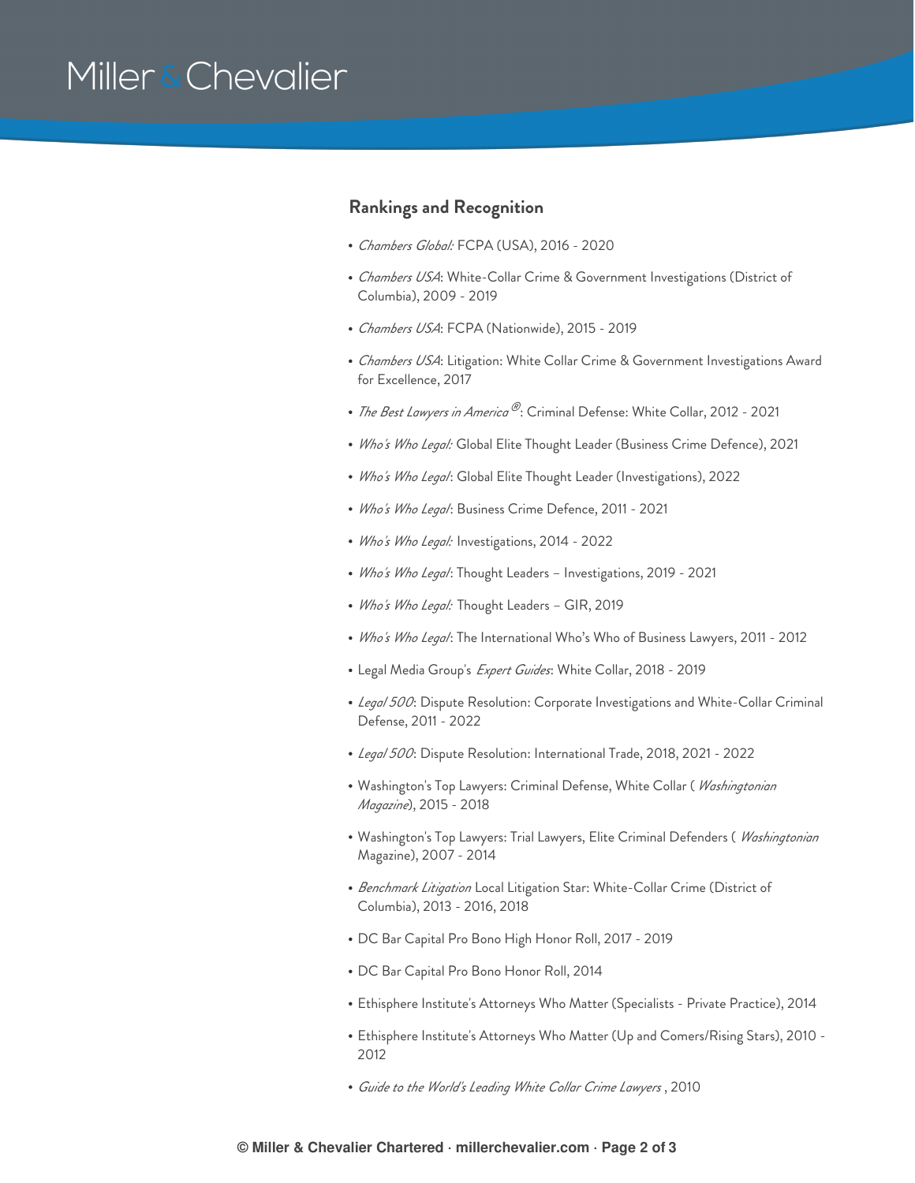## Rankings and Recognition

- *Chambers Global:* FCPA (USA), 2016 - 2020
- *Chambers USA*: White-Collar Crime & Government Investigations (District of Columbia), 2009 - 2019
- *Chambers USA*: FCPA (Nationwide), 2015 - 2019
- *Chambers USA*: Litigation: White Collar Crime & Government Investigations Award for Excellence, 2017
- *The Best Lawyers in America®*: Criminal Defense: White Collar, 2012 - 2021
- *Who's Who Legal:* Global Elite Thought Leader (Business Crime Defence), 2021
- *Who's Who Legal*: Global Elite Thought Leader (Investigations), 2022
- *Who's Who Legal*: Business Crime Defence, 2011 - 2021
- *Who's Who Legal:* Investigations, 2014 - 2022
- *Who's Who Legal*: Thought Leaders – Investigations, 2019 - 2021
- *Who's Who Legal:* Thought Leaders – GIR, 2019
- *Who's Who Legal*: The International Who's Who of Business Lawyers, 2011 - 2012
- Legal Media Group's *Expert Guides*: White Collar, 2018 - 2019
- *Legal 500*: Dispute Resolution: Corporate Investigations and White-Collar Criminal Defense, 2011 - 2022
- *Legal 500*: Dispute Resolution: International Trade, 2018, 2021 - 2022
- Washington's Top Lawyers: Criminal Defense, White Collar ( *Washingtonian Magazine*), 2015 - 2018
- Washington's Top Lawyers: Trial Lawyers, Elite Criminal Defenders ( *Washingtonian* Magazine), 2007 - 2014
- *Benchmark Litigation* Local Litigation Star: White-Collar Crime (District of Columbia), 2013 - 2016, 2018
- DC Bar Capital Pro Bono High Honor Roll, 2017 - 2019
- DC Bar Capital Pro Bono Honor Roll, 2014
- Ethisphere Institute's Attorneys Who Matter (Specialists - Private Practice), 2014
- Ethisphere Institute's Attorneys Who Matter (Up and Comers/Rising Stars), 2010 - 2012
- *Guide to the World's Leading White Collar Crime Lawyers* , 2010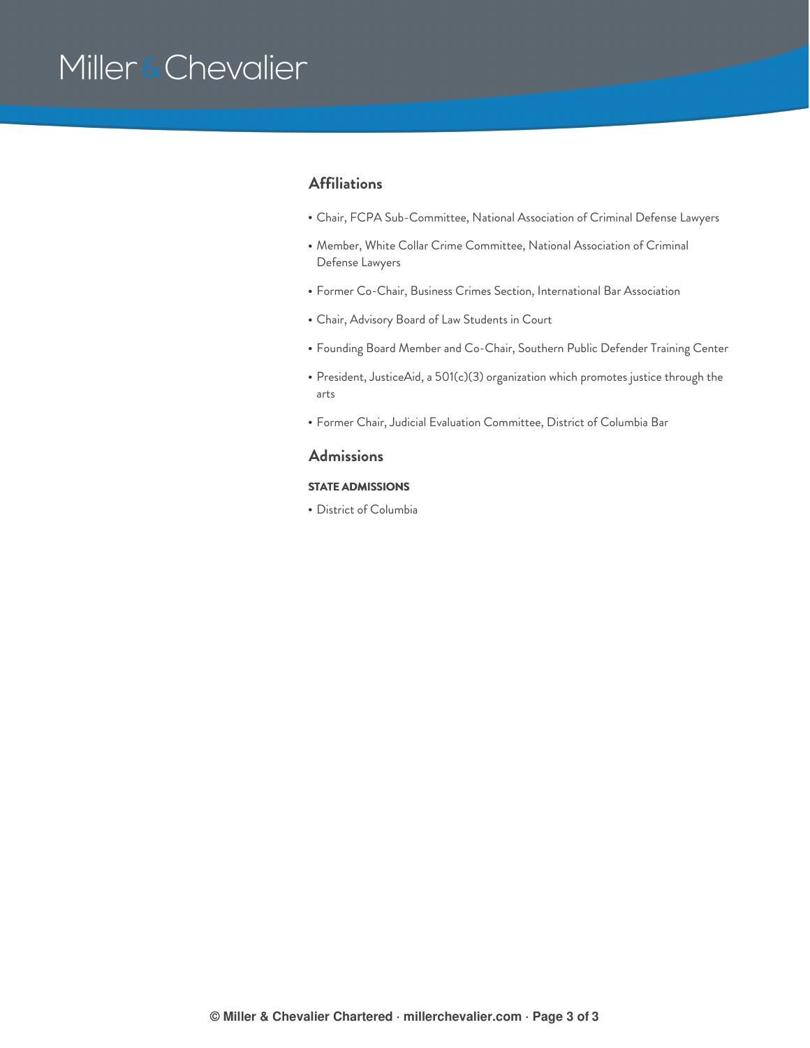## Affiliations

- Chair, FCPA Sub-Committee, National Association of Criminal Defense Lawyers
- Member, White Collar Crime Committee, National Association of Criminal Defense Lawyers
- Former Co-Chair, Business Crimes Section, International Bar Association
- Chair, Advisory Board of Law Students in Court
- Founding Board Member and Co-Chair, Southern Public Defender Training Center
- President, JusticeAid, a 501(c)(3) organization which promotes justice through the arts
- Former Chair, Judicial Evaluation Committee, District of Columbia Bar

## Admissions

**STATE ADMISSIONS**

- District of Columbia